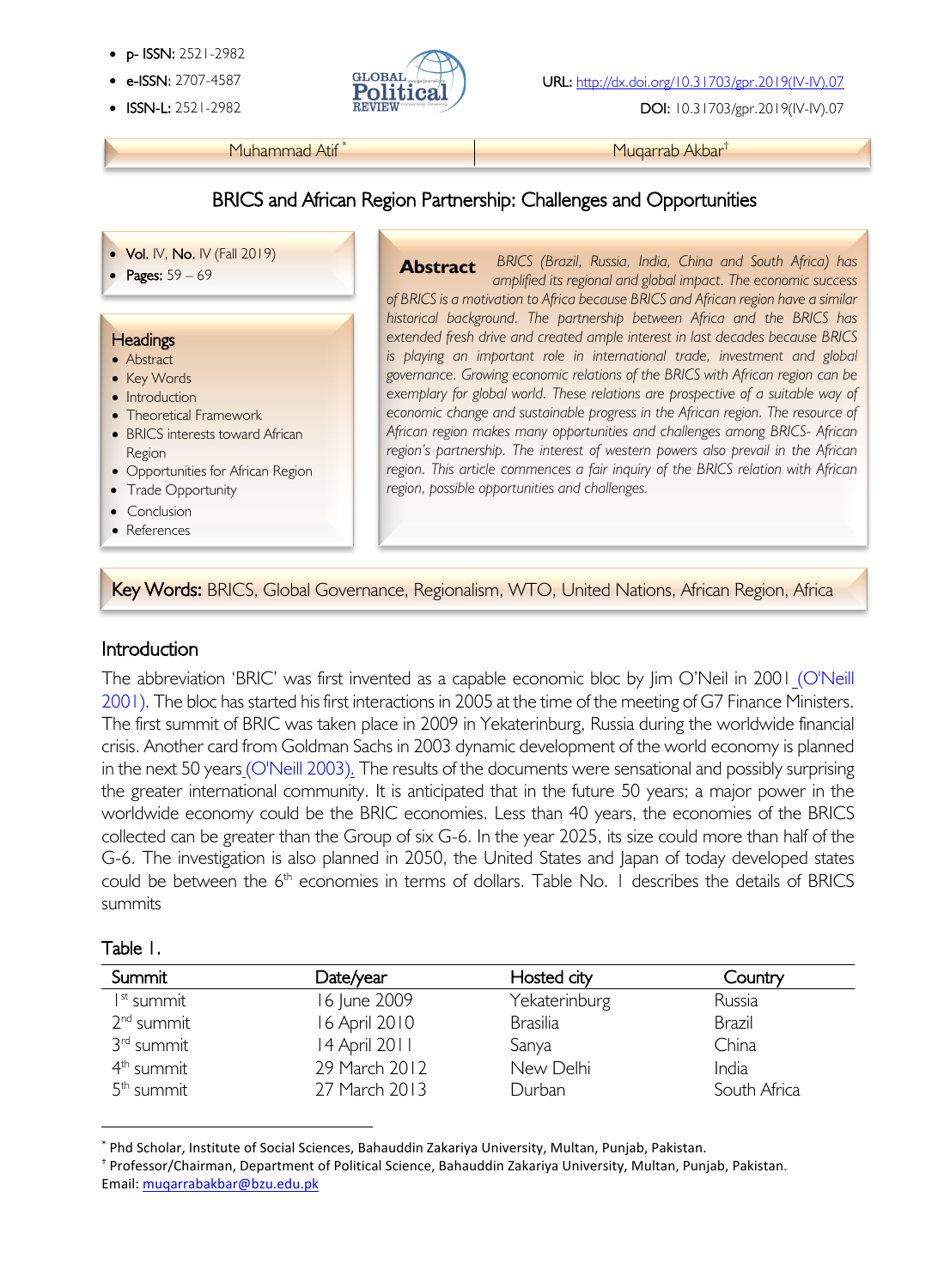- **p- ISSN:** 2521-2982
- **e-ISSN:** 2707-4587
- **ISSN-L:** 2521-2982

**URL:** http://dx.doi.org/10.31703/gpr.2019(IV-IV).07

**DOI:** 10.31703/gpr.2019(IV-IV).07

Muhammad Atif [*] | Muqarrab Akbar [†]

# BRICS and African Region Partnership: Challenges and Opportunities

- **Vol.** IV, **No.** IV (Fall 2019)
- **Pages:** 59 – 69

**Headings**

- Abstract
- Key Words
- Introduction
- Theoretical Framework
- BRICS interests toward African Region
- Opportunities for African Region
- Trade Opportunity
- Conclusion
- References

**Abstract** *BRICS (Brazil, Russia, India, China and South Africa) has amplified its regional and global impact. The economic success of BRICS is a motivation to Africa because BRICS and African region have a similar historical background. The partnership between Africa and the BRICS has extended fresh drive and created ample interest in last decades because BRICS is playing an important role in international trade, investment and global governance. Growing economic relations of the BRICS with African region can be exemplary for global world. These relations are prospective of a suitable way of economic change and sustainable progress in the African region. The resource of African region makes many opportunities and challenges among BRICS- African region's partnership. The interest of western powers also prevail in the African region. This article commences a fair inquiry of the BRICS relation with African region, possible opportunities and challenges.*

**Key Words:** BRICS, Global Governance, Regionalism, WTO, United Nations, African Region, Africa

## Introduction

The abbreviation 'BRIC' was first invented as a capable economic bloc by Jim O'Neil in 2001 (O'Neill 2001). The bloc has started his first interactions in 2005 at the time of the meeting of G7 Finance Ministers. The first summit of BRIC was taken place in 2009 in Yekaterinburg, Russia during the worldwide financial crisis. Another card from Goldman Sachs in 2003 dynamic development of the world economy is planned in the next 50 years (O'Neill 2003). The results of the documents were sensational and possibly surprising the greater international community. It is anticipated that in the future 50 years; a major power in the worldwide economy could be the BRIC economies. Less than 40 years, the economies of the BRICS collected can be greater than the Group of six G-6. In the year 2025, its size could more than half of the G-6. The investigation is also planned in 2050, the United States and Japan of today developed states could be between the 6th economies in terms of dollars. Table No. 1 describes the details of BRICS summits

Table 1.

| Summit | Date/year | Hosted city | Country |
|---|---|---|---|
| 1st summit | 16 June 2009 | Yekaterinburg | Russia |
| 2nd summit | 16 April 2010 | Brasilia | Brazil |
| 3rd summit | 14 April 2011 | Sanya | China |
| 4th summit | 29 March 2012 | New Delhi | India |
| 5th summit | 27 March 2013 | Durban | South Africa |

[*] Phd Scholar, Institute of Social Sciences, Bahauddin Zakariya University, Multan, Punjab, Pakistan.

[†] Professor/Chairman, Department of Political Science, Bahauddin Zakariya University, Multan, Punjab, Pakistan.
Email: muqarrabakbar@bzu.edu.pk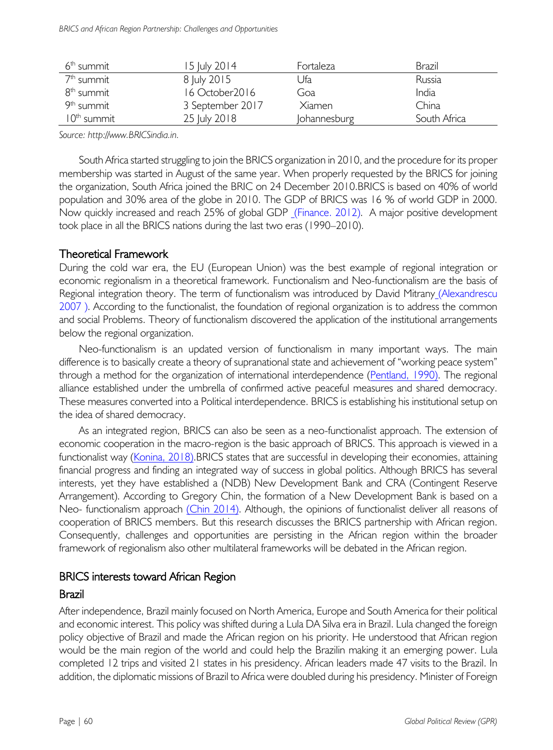| 6th summit | 15 July 2014 | Fortaleza | Brazil |
|---|---|---|---|
| 7th summit | 8 July 2015 | Ufa | Russia |
| 8th summit | 16 October2016 | Goa | India |
| 9th summit | 3 September 2017 | Xiamen | China |
| 10th summit | 25 July 2018 | Johannesburg | South Africa |

*Source: http://www.BRICSindia.in.*

South Africa started struggling to join the BRICS organization in 2010, and the procedure for its proper membership was started in August of the same year. When properly requested by the BRICS for joining the organization, South Africa joined the BRIC on 24 December 2010.BRICS is based on 40% of world population and 30% area of the globe in 2010. The GDP of BRICS was 16 % of world GDP in 2000. Now quickly increased and reach 25% of global GDP (Finance. 2012). A major positive development took place in all the BRICS nations during the last two eras (1990–2010).

## Theoretical Framework

During the cold war era, the EU (European Union) was the best example of regional integration or economic regionalism in a theoretical framework. Functionalism and Neo-functionalism are the basis of Regional integration theory. The term of functionalism was introduced by David Mitrany (Alexandrescu 2007 ). According to the functionalist, the foundation of regional organization is to address the common and social Problems. Theory of functionalism discovered the application of the institutional arrangements below the regional organization.

Neo-functionalism is an updated version of functionalism in many important ways. The main difference is to basically create a theory of supranational state and achievement of "working peace system" through a method for the organization of international interdependence (Pentland, 1990). The regional alliance established under the umbrella of confirmed active peaceful measures and shared democracy. These measures converted into a Political interdependence. BRICS is establishing his institutional setup on the idea of shared democracy.

As an integrated region, BRICS can also be seen as a neo-functionalist approach. The extension of economic cooperation in the macro-region is the basic approach of BRICS. This approach is viewed in a functionalist way (Konina, 2018).BRICS states that are successful in developing their economies, attaining financial progress and finding an integrated way of success in global politics. Although BRICS has several interests, yet they have established a (NDB) New Development Bank and CRA (Contingent Reserve Arrangement). According to Gregory Chin, the formation of a New Development Bank is based on a Neo- functionalism approach (Chin 2014). Although, the opinions of functionalist deliver all reasons of cooperation of BRICS members. But this research discusses the BRICS partnership with African region. Consequently, challenges and opportunities are persisting in the African region within the broader framework of regionalism also other multilateral frameworks will be debated in the African region.

## BRICS interests toward African Region

### Brazil

After independence, Brazil mainly focused on North America, Europe and South America for their political and economic interest. This policy was shifted during a Lula DA Silva era in Brazil. Lula changed the foreign policy objective of Brazil and made the African region on his priority. He understood that African region would be the main region of the world and could help the Brazilin making it an emerging power. Lula completed 12 trips and visited 21 states in his presidency. African leaders made 47 visits to the Brazil. In addition, the diplomatic missions of Brazil to Africa were doubled during his presidency. Minister of Foreign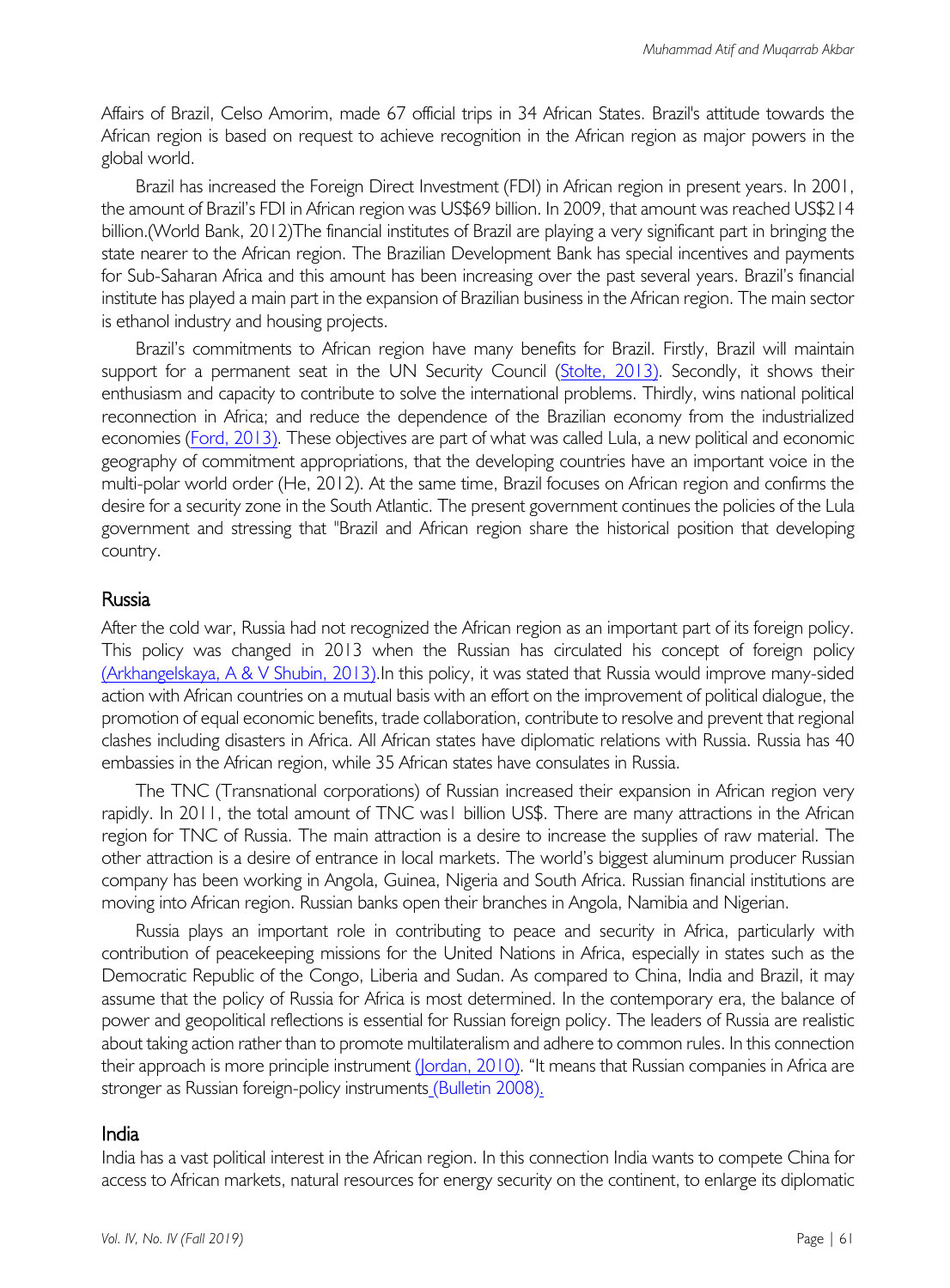Affairs of Brazil, Celso Amorim, made 67 official trips in 34 African States. Brazil's attitude towards the African region is based on request to achieve recognition in the African region as major powers in the global world.

Brazil has increased the Foreign Direct Investment (FDI) in African region in present years. In 2001, the amount of Brazil's FDI in African region was US$69 billion. In 2009, that amount was reached US$214 billion.(World Bank, 2012)The financial institutes of Brazil are playing a very significant part in bringing the state nearer to the African region. The Brazilian Development Bank has special incentives and payments for Sub-Saharan Africa and this amount has been increasing over the past several years. Brazil's financial institute has played a main part in the expansion of Brazilian business in the African region. The main sector is ethanol industry and housing projects.

Brazil's commitments to African region have many benefits for Brazil. Firstly, Brazil will maintain support for a permanent seat in the UN Security Council (Stolte, 2013). Secondly, it shows their enthusiasm and capacity to contribute to solve the international problems. Thirdly, wins national political reconnection in Africa; and reduce the dependence of the Brazilian economy from the industrialized economies (Ford, 2013). These objectives are part of what was called Lula, a new political and economic geography of commitment appropriations, that the developing countries have an important voice in the multi-polar world order (He, 2012). At the same time, Brazil focuses on African region and confirms the desire for a security zone in the South Atlantic. The present government continues the policies of the Lula government and stressing that "Brazil and African region share the historical position that developing country.

## Russia

After the cold war, Russia had not recognized the African region as an important part of its foreign policy. This policy was changed in 2013 when the Russian has circulated his concept of foreign policy (Arkhangelskaya, A & V Shubin, 2013).In this policy, it was stated that Russia would improve many-sided action with African countries on a mutual basis with an effort on the improvement of political dialogue, the promotion of equal economic benefits, trade collaboration, contribute to resolve and prevent that regional clashes including disasters in Africa. All African states have diplomatic relations with Russia. Russia has 40 embassies in the African region, while 35 African states have consulates in Russia.

The TNC (Transnational corporations) of Russian increased their expansion in African region very rapidly. In 2011, the total amount of TNC was1 billion US$. There are many attractions in the African region for TNC of Russia. The main attraction is a desire to increase the supplies of raw material. The other attraction is a desire of entrance in local markets. The world's biggest aluminum producer Russian company has been working in Angola, Guinea, Nigeria and South Africa. Russian financial institutions are moving into African region. Russian banks open their branches in Angola, Namibia and Nigerian.

Russia plays an important role in contributing to peace and security in Africa, particularly with contribution of peacekeeping missions for the United Nations in Africa, especially in states such as the Democratic Republic of the Congo, Liberia and Sudan. As compared to China, India and Brazil, it may assume that the policy of Russia for Africa is most determined. In the contemporary era, the balance of power and geopolitical reflections is essential for Russian foreign policy. The leaders of Russia are realistic about taking action rather than to promote multilateralism and adhere to common rules. In this connection their approach is more principle instrument (Jordan, 2010). "It means that Russian companies in Africa are stronger as Russian foreign-policy instruments (Bulletin 2008).

## India

India has a vast political interest in the African region. In this connection India wants to compete China for access to African markets, natural resources for energy security on the continent, to enlarge its diplomatic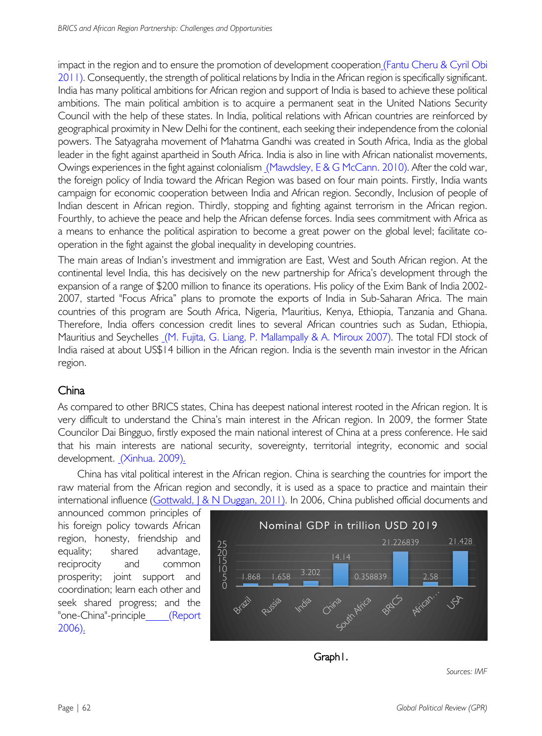impact in the region and to ensure the promotion of development cooperation (Fantu Cheru & Cyril Obi 2011). Consequently, the strength of political relations by India in the African region is specifically significant. India has many political ambitions for African region and support of India is based to achieve these political ambitions. The main political ambition is to acquire a permanent seat in the United Nations Security Council with the help of these states. In India, political relations with African countries are reinforced by geographical proximity in New Delhi for the continent, each seeking their independence from the colonial powers. The Satyagraha movement of Mahatma Gandhi was created in South Africa, India as the global leader in the fight against apartheid in South Africa. India is also in line with African nationalist movements, Owings experiences in the fight against colonialism (Mawdsley, E & G McCann. 2010). After the cold war, the foreign policy of India toward the African Region was based on four main points. Firstly, India wants campaign for economic cooperation between India and African region. Secondly, Inclusion of people of Indian descent in African region. Thirdly, stopping and fighting against terrorism in the African region. Fourthly, to achieve the peace and help the African defense forces. India sees commitment with Africa as a means to enhance the political aspiration to become a great power on the global level; facilitate co-operation in the fight against the global inequality in developing countries.

The main areas of Indian's investment and immigration are East, West and South African region. At the continental level India, this has decisively on the new partnership for Africa's development through the expansion of a range of $200 million to finance its operations. His policy of the Exim Bank of India 2002-2007, started "Focus Africa" plans to promote the exports of India in Sub-Saharan Africa. The main countries of this program are South Africa, Nigeria, Mauritius, Kenya, Ethiopia, Tanzania and Ghana. Therefore, India offers concession credit lines to several African countries such as Sudan, Ethiopia, Mauritius and Seychelles (M. Fujita, G. Liang, P. Mallampally & A. Miroux 2007). The total FDI stock of India raised at about US$14 billion in the African region. India is the seventh main investor in the African region.

## China

As compared to other BRICS states, China has deepest national interest rooted in the African region. It is very difficult to understand the China's main interest in the African region. In 2009, the former State Councilor Dai Bingguo, firstly exposed the main national interest of China at a press conference. He said that his main interests are national security, sovereignty, territorial integrity, economic and social development. (Xinhua. 2009).

China has vital political interest in the African region. China is searching the countries for import the raw material from the African region and secondly, it is used as a space to practice and maintain their international influence (Gottwald, J & N Duggan, 2011). In 2006, China published official documents and announced common principles of his foreign policy towards African region, honesty, friendship and equality; shared advantage, reciprocity and common prosperity; joint support and coordination; learn each other and seek shared progress; and the "one-China"-principle (Report 2006).

**Nominal GDP in trillion USD 2019**

| Brazil | Russia | India | China | South Africa | BRICS | African… | USA |
|---|---|---|---|---|---|---|---|
| 1.868 | 1.658 | 3.202 | 14.14 | 0.358839 | 21.226839 | 2.58 | 21.428 |

Graph1.

*Sources: IMF*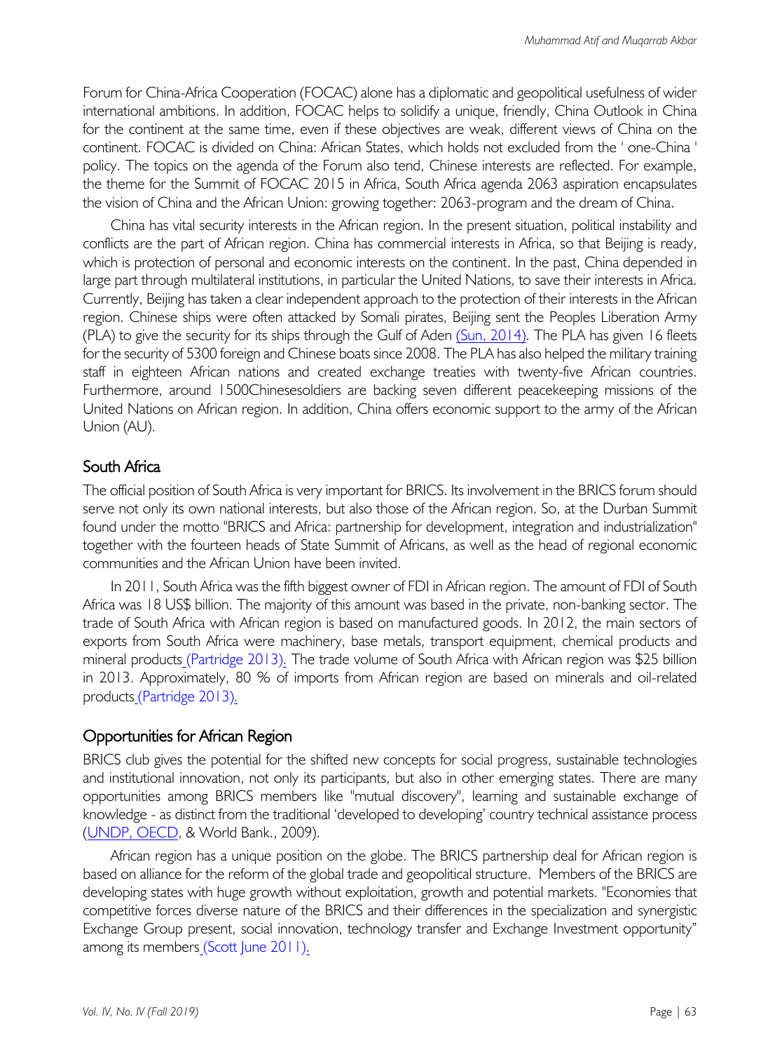Forum for China-Africa Cooperation (FOCAC) alone has a diplomatic and geopolitical usefulness of wider international ambitions. In addition, FOCAC helps to solidify a unique, friendly, China Outlook in China for the continent at the same time, even if these objectives are weak, different views of China on the continent. FOCAC is divided on China: African States, which holds not excluded from the ' one-China ' policy. The topics on the agenda of the Forum also tend, Chinese interests are reflected. For example, the theme for the Summit of FOCAC 2015 in Africa, South Africa agenda 2063 aspiration encapsulates the vision of China and the African Union: growing together: 2063-program and the dream of China.

China has vital security interests in the African region. In the present situation, political instability and conflicts are the part of African region. China has commercial interests in Africa, so that Beijing is ready, which is protection of personal and economic interests on the continent. In the past, China depended in large part through multilateral institutions, in particular the United Nations, to save their interests in Africa. Currently, Beijing has taken a clear independent approach to the protection of their interests in the African region. Chinese ships were often attacked by Somali pirates, Beijing sent the Peoples Liberation Army (PLA) to give the security for its ships through the Gulf of Aden (Sun, 2014). The PLA has given 16 fleets for the security of 5300 foreign and Chinese boats since 2008. The PLA has also helped the military training staff in eighteen African nations and created exchange treaties with twenty-five African countries. Furthermore, around 1500Chinesesoldiers are backing seven different peacekeeping missions of the United Nations on African region. In addition, China offers economic support to the army of the African Union (AU).

## South Africa

The official position of South Africa is very important for BRICS. Its involvement in the BRICS forum should serve not only its own national interests, but also those of the African region. So, at the Durban Summit found under the motto "BRICS and Africa: partnership for development, integration and industrialization" together with the fourteen heads of State Summit of Africans, as well as the head of regional economic communities and the African Union have been invited.

In 2011, South Africa was the fifth biggest owner of FDI in African region. The amount of FDI of South Africa was 18 US$ billion. The majority of this amount was based in the private, non-banking sector. The trade of South Africa with African region is based on manufactured goods. In 2012, the main sectors of exports from South Africa were machinery, base metals, transport equipment, chemical products and mineral products (Partridge 2013). The trade volume of South Africa with African region was $25 billion in 2013. Approximately, 80 % of imports from African region are based on minerals and oil-related products (Partridge 2013).

## Opportunities for African Region

BRICS club gives the potential for the shifted new concepts for social progress, sustainable technologies and institutional innovation, not only its participants, but also in other emerging states. There are many opportunities among BRICS members like "mutual discovery", learning and sustainable exchange of knowledge - as distinct from the traditional 'developed to developing' country technical assistance process (UNDP, OECD, & World Bank., 2009).

African region has a unique position on the globe. The BRICS partnership deal for African region is based on alliance for the reform of the global trade and geopolitical structure. Members of the BRICS are developing states with huge growth without exploitation, growth and potential markets. "Economies that competitive forces diverse nature of the BRICS and their differences in the specialization and synergistic Exchange Group present, social innovation, technology transfer and Exchange Investment opportunity" among its members (Scott June 2011).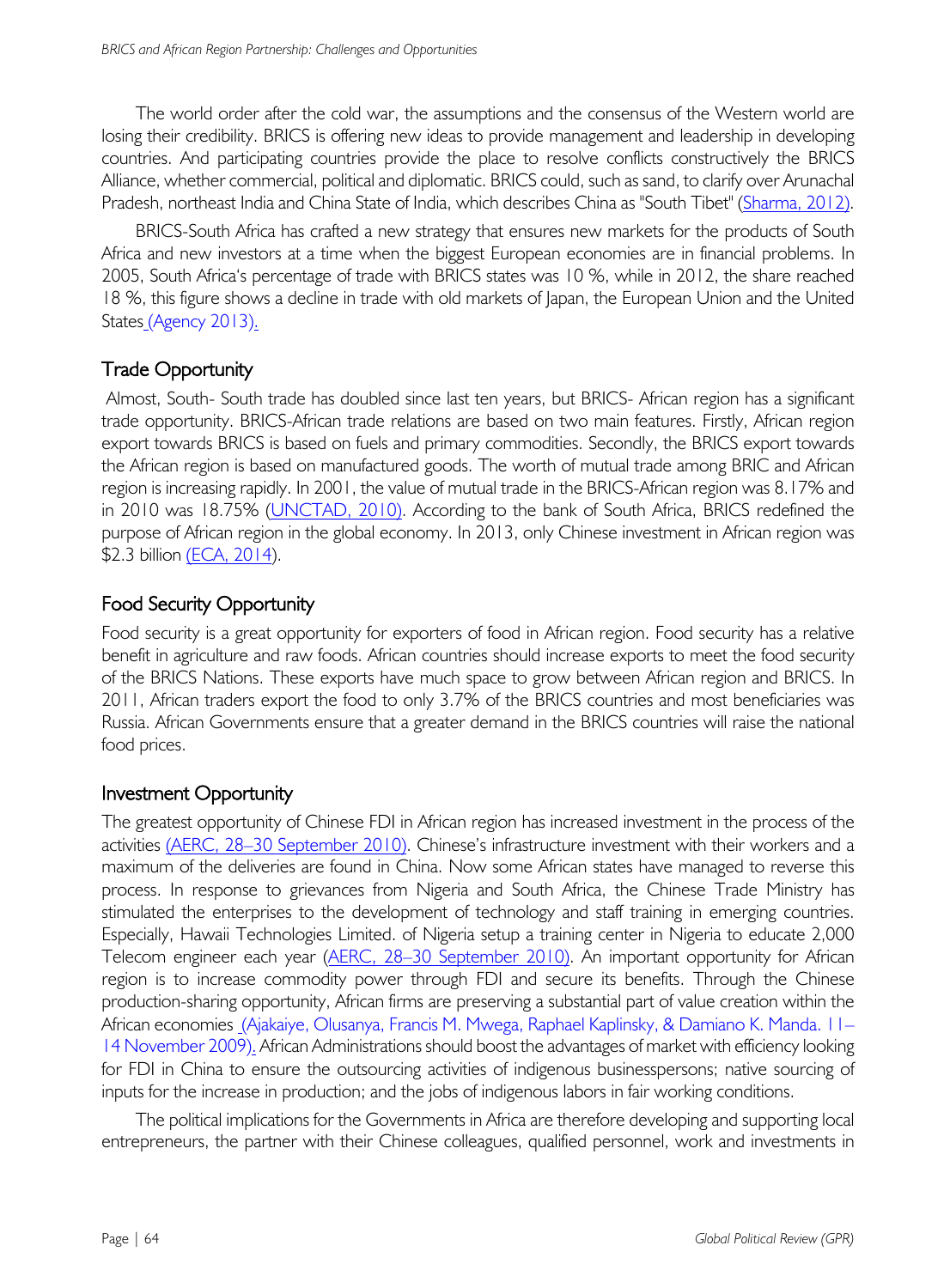The world order after the cold war, the assumptions and the consensus of the Western world are losing their credibility. BRICS is offering new ideas to provide management and leadership in developing countries. And participating countries provide the place to resolve conflicts constructively the BRICS Alliance, whether commercial, political and diplomatic. BRICS could, such as sand, to clarify over Arunachal Pradesh, northeast India and China State of India, which describes China as "South Tibet" (Sharma, 2012).

BRICS-South Africa has crafted a new strategy that ensures new markets for the products of South Africa and new investors at a time when the biggest European economies are in financial problems. In 2005, South Africa's percentage of trade with BRICS states was 10 %, while in 2012, the share reached 18 %, this figure shows a decline in trade with old markets of Japan, the European Union and the United States (Agency 2013).

## Trade Opportunity

Almost, South- South trade has doubled since last ten years, but BRICS- African region has a significant trade opportunity. BRICS-African trade relations are based on two main features. Firstly, African region export towards BRICS is based on fuels and primary commodities. Secondly, the BRICS export towards the African region is based on manufactured goods. The worth of mutual trade among BRIC and African region is increasing rapidly. In 2001, the value of mutual trade in the BRICS-African region was 8.17% and in 2010 was 18.75% (UNCTAD, 2010). According to the bank of South Africa, BRICS redefined the purpose of African region in the global economy. In 2013, only Chinese investment in African region was $2.3 billion (ECA, 2014).

## Food Security Opportunity

Food security is a great opportunity for exporters of food in African region. Food security has a relative benefit in agriculture and raw foods. African countries should increase exports to meet the food security of the BRICS Nations. These exports have much space to grow between African region and BRICS. In 2011, African traders export the food to only 3.7% of the BRICS countries and most beneficiaries was Russia. African Governments ensure that a greater demand in the BRICS countries will raise the national food prices.

## Investment Opportunity

The greatest opportunity of Chinese FDI in African region has increased investment in the process of the activities (AERC, 28–30 September 2010). Chinese's infrastructure investment with their workers and a maximum of the deliveries are found in China. Now some African states have managed to reverse this process. In response to grievances from Nigeria and South Africa, the Chinese Trade Ministry has stimulated the enterprises to the development of technology and staff training in emerging countries. Especially, Hawaii Technologies Limited. of Nigeria setup a training center in Nigeria to educate 2,000 Telecom engineer each year (AERC, 28–30 September 2010). An important opportunity for African region is to increase commodity power through FDI and secure its benefits. Through the Chinese production-sharing opportunity, African firms are preserving a substantial part of value creation within the African economies (Ajakaiye, Olusanya, Francis M. Mwega, Raphael Kaplinsky, & Damiano K. Manda. 11–14 November 2009). African Administrations should boost the advantages of market with efficiency looking for FDI in China to ensure the outsourcing activities of indigenous businesspersons; native sourcing of inputs for the increase in production; and the jobs of indigenous labors in fair working conditions.

The political implications for the Governments in Africa are therefore developing and supporting local entrepreneurs, the partner with their Chinese colleagues, qualified personnel, work and investments in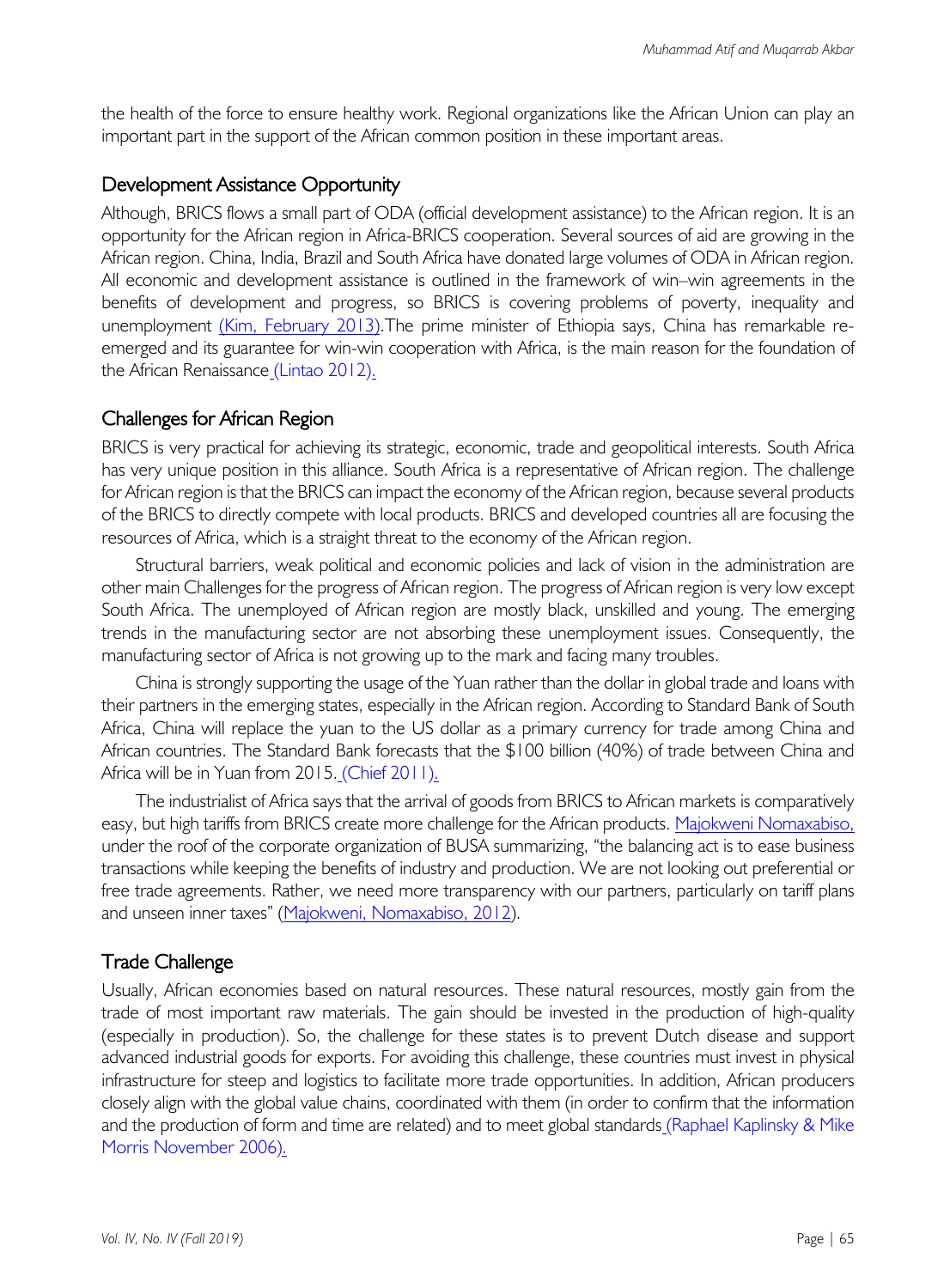the health of the force to ensure healthy work. Regional organizations like the African Union can play an important part in the support of the African common position in these important areas.

## Development Assistance Opportunity

Although, BRICS flows a small part of ODA (official development assistance) to the African region. It is an opportunity for the African region in Africa-BRICS cooperation. Several sources of aid are growing in the African region. China, India, Brazil and South Africa have donated large volumes of ODA in African region. All economic and development assistance is outlined in the framework of win–win agreements in the benefits of development and progress, so BRICS is covering problems of poverty, inequality and unemployment (Kim, February 2013).The prime minister of Ethiopia says, China has remarkable re-emerged and its guarantee for win-win cooperation with Africa, is the main reason for the foundation of the African Renaissance (Lintao 2012).

## Challenges for African Region

BRICS is very practical for achieving its strategic, economic, trade and geopolitical interests. South Africa has very unique position in this alliance. South Africa is a representative of African region. The challenge for African region is that the BRICS can impact the economy of the African region, because several products of the BRICS to directly compete with local products. BRICS and developed countries all are focusing the resources of Africa, which is a straight threat to the economy of the African region.

Structural barriers, weak political and economic policies and lack of vision in the administration are other main Challenges for the progress of African region. The progress of African region is very low except South Africa. The unemployed of African region are mostly black, unskilled and young. The emerging trends in the manufacturing sector are not absorbing these unemployment issues. Consequently, the manufacturing sector of Africa is not growing up to the mark and facing many troubles.

China is strongly supporting the usage of the Yuan rather than the dollar in global trade and loans with their partners in the emerging states, especially in the African region. According to Standard Bank of South Africa, China will replace the yuan to the US dollar as a primary currency for trade among China and African countries. The Standard Bank forecasts that the $100 billion (40%) of trade between China and Africa will be in Yuan from 2015. (Chief 2011).

The industrialist of Africa says that the arrival of goods from BRICS to African markets is comparatively easy, but high tariffs from BRICS create more challenge for the African products. Majokweni Nomaxabiso, under the roof of the corporate organization of BUSA summarizing, "the balancing act is to ease business transactions while keeping the benefits of industry and production. We are not looking out preferential or free trade agreements. Rather, we need more transparency with our partners, particularly on tariff plans and unseen inner taxes" (Majokweni, Nomaxabiso, 2012).

## Trade Challenge

Usually, African economies based on natural resources. These natural resources, mostly gain from the trade of most important raw materials. The gain should be invested in the production of high-quality (especially in production). So, the challenge for these states is to prevent Dutch disease and support advanced industrial goods for exports. For avoiding this challenge, these countries must invest in physical infrastructure for steep and logistics to facilitate more trade opportunities. In addition, African producers closely align with the global value chains, coordinated with them (in order to confirm that the information and the production of form and time are related) and to meet global standards (Raphael Kaplinsky & Mike Morris November 2006).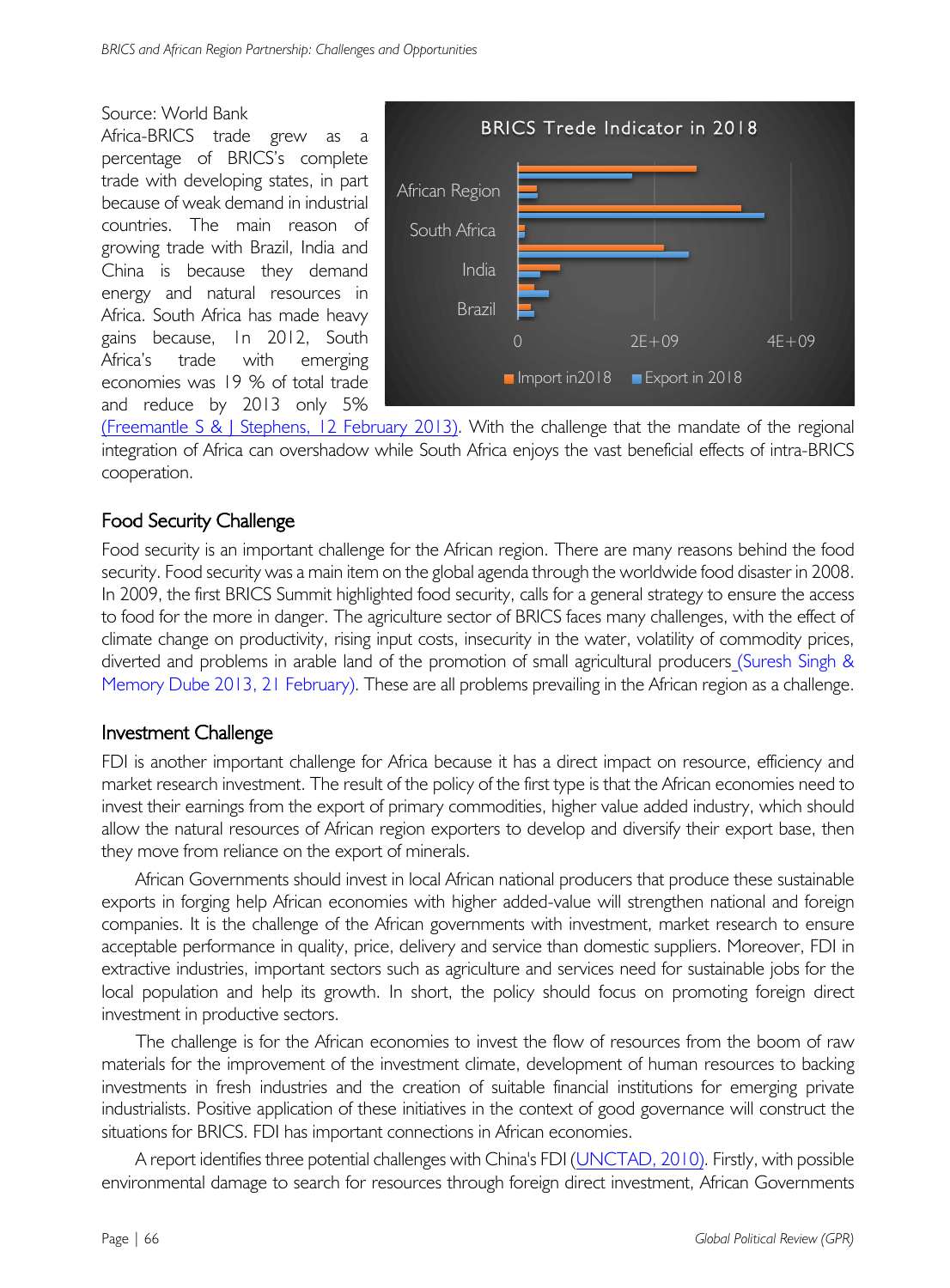Source: World Bank

Africa-BRICS trade grew as a percentage of BRICS's complete trade with developing states, in part because of weak demand in industrial countries. The main reason of growing trade with Brazil, India and China is because they demand energy and natural resources in Africa. South Africa has made heavy gains because, In 2012, South Africa's trade with emerging economies was 19 % of total trade and reduce by 2013 only 5% (Freemantle S & J Stephens, 12 February 2013). With the challenge that the mandate of the regional integration of Africa can overshadow while South Africa enjoys the vast beneficial effects of intra-BRICS cooperation.

## Food Security Challenge

Food security is an important challenge for the African region. There are many reasons behind the food security. Food security was a main item on the global agenda through the worldwide food disaster in 2008. In 2009, the first BRICS Summit highlighted food security, calls for a general strategy to ensure the access to food for the more in danger. The agriculture sector of BRICS faces many challenges, with the effect of climate change on productivity, rising input costs, insecurity in the water, volatility of commodity prices, diverted and problems in arable land of the promotion of small agricultural producers (Suresh Singh & Memory Dube 2013, 21 February). These are all problems prevailing in the African region as a challenge.

## Investment Challenge

FDI is another important challenge for Africa because it has a direct impact on resource, efficiency and market research investment. The result of the policy of the first type is that the African economies need to invest their earnings from the export of primary commodities, higher value added industry, which should allow the natural resources of African region exporters to develop and diversify their export base, then they move from reliance on the export of minerals.

African Governments should invest in local African national producers that produce these sustainable exports in forging help African economies with higher added-value will strengthen national and foreign companies. It is the challenge of the African governments with investment, market research to ensure acceptable performance in quality, price, delivery and service than domestic suppliers. Moreover, FDI in extractive industries, important sectors such as agriculture and services need for sustainable jobs for the local population and help its growth. In short, the policy should focus on promoting foreign direct investment in productive sectors.

The challenge is for the African economies to invest the flow of resources from the boom of raw materials for the improvement of the investment climate, development of human resources to backing investments in fresh industries and the creation of suitable financial institutions for emerging private industrialists. Positive application of these initiatives in the context of good governance will construct the situations for BRICS. FDI has important connections in African economies.

A report identifies three potential challenges with China's FDI (UNCTAD, 2010). Firstly, with possible environmental damage to search for resources through foreign direct investment, African Governments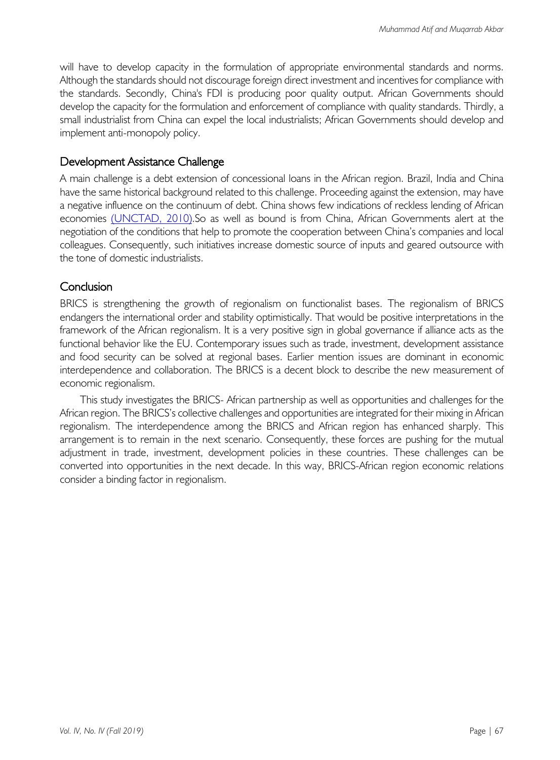will have to develop capacity in the formulation of appropriate environmental standards and norms. Although the standards should not discourage foreign direct investment and incentives for compliance with the standards. Secondly, China's FDI is producing poor quality output. African Governments should develop the capacity for the formulation and enforcement of compliance with quality standards. Thirdly, a small industrialist from China can expel the local industrialists; African Governments should develop and implement anti-monopoly policy.

## Development Assistance Challenge

A main challenge is a debt extension of concessional loans in the African region. Brazil, India and China have the same historical background related to this challenge. Proceeding against the extension, may have a negative influence on the continuum of debt. China shows few indications of reckless lending of African economies (UNCTAD, 2010).So as well as bound is from China, African Governments alert at the negotiation of the conditions that help to promote the cooperation between China's companies and local colleagues. Consequently, such initiatives increase domestic source of inputs and geared outsource with the tone of domestic industrialists.

## Conclusion

BRICS is strengthening the growth of regionalism on functionalist bases. The regionalism of BRICS endangers the international order and stability optimistically. That would be positive interpretations in the framework of the African regionalism. It is a very positive sign in global governance if alliance acts as the functional behavior like the EU. Contemporary issues such as trade, investment, development assistance and food security can be solved at regional bases. Earlier mention issues are dominant in economic interdependence and collaboration. The BRICS is a decent block to describe the new measurement of economic regionalism.

This study investigates the BRICS- African partnership as well as opportunities and challenges for the African region. The BRICS's collective challenges and opportunities are integrated for their mixing in African regionalism. The interdependence among the BRICS and African region has enhanced sharply. This arrangement is to remain in the next scenario. Consequently, these forces are pushing for the mutual adjustment in trade, investment, development policies in these countries. These challenges can be converted into opportunities in the next decade. In this way, BRICS-African region economic relations consider a binding factor in regionalism.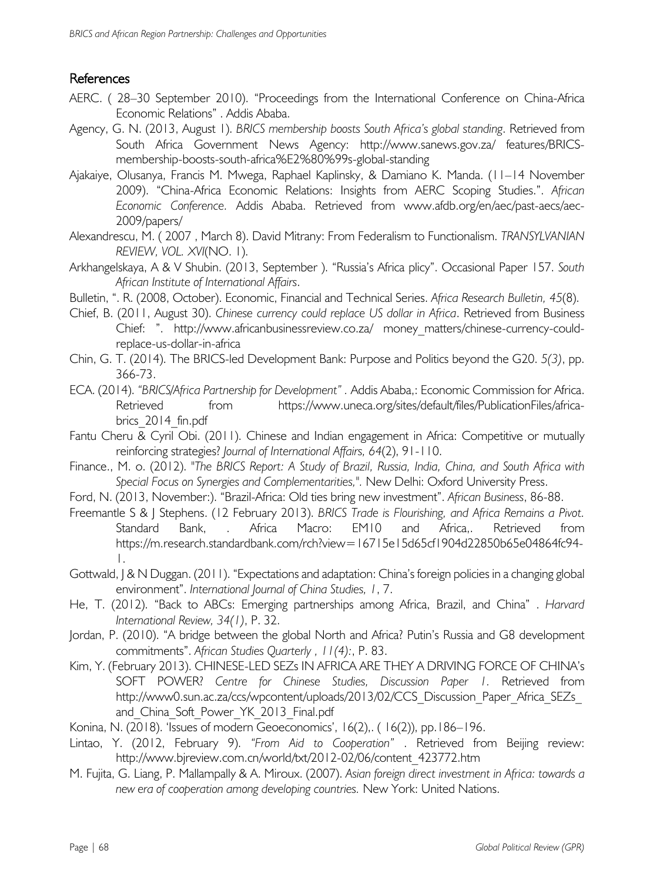## References

AERC. ( 28–30 September 2010). "Proceedings from the International Conference on China-Africa Economic Relations" . Addis Ababa.

Agency, G. N. (2013, August 1). *BRICS membership boosts South Africa's global standing*. Retrieved from South Africa Government News Agency: http://www.sanews.gov.za/ features/BRICS-membership-boosts-south-africa%E2%80%99s-global-standing

Ajakaiye, Olusanya, Francis M. Mwega, Raphael Kaplinsky, & Damiano K. Manda. (11–14 November 2009). "China-Africa Economic Relations: Insights from AERC Scoping Studies.". *African Economic Conference*. Addis Ababa. Retrieved from www.afdb.org/en/aec/past-aecs/aec-2009/papers/

Alexandrescu, M. ( 2007 , March 8). David Mitrany: From Federalism to Functionalism. *TRANSYLVANIAN REVIEW, VOL. XVI*(NO. 1).

Arkhangelskaya, A & V Shubin. (2013, September ). "Russia's Africa plicy". Occasional Paper 157. *South African Institute of International Affairs*.

Bulletin, ". R. (2008, October). Economic, Financial and Technical Series. *Africa Research Bulletin, 45*(8).

Chief, B. (2011, August 30). *Chinese currency could replace US dollar in Africa*. Retrieved from Business Chief: ". http://www.africanbusinessreview.co.za/ money_matters/chinese-currency-could-replace-us-dollar-in-africa

Chin, G. T. (2014). The BRICS-led Development Bank: Purpose and Politics beyond the G20. *5(3)*, pp. 366-73.

ECA. (2014). *"BRICS/Africa Partnership for Development"* . Addis Ababa,: Economic Commission for Africa. Retrieved from https://www.uneca.org/sites/default/files/PublicationFiles/africa-brics_2014_fin.pdf

Fantu Cheru & Cyril Obi. (2011). Chinese and Indian engagement in Africa: Competitive or mutually reinforcing strategies? *Journal of International Affairs, 64*(2), 91-110.

Finance., M. o. (2012). *"The BRICS Report: A Study of Brazil, Russia, India, China, and South Africa with Special Focus on Synergies and Complementarities,".* New Delhi: Oxford University Press.

Ford, N. (2013, November:). "Brazil-Africa: Old ties bring new investment". *African Business*, 86-88.

Freemantle S & J Stephens. (12 February 2013). *BRICS Trade is Flourishing, and Africa Remains a Pivot.* Standard Bank, . Africa Macro: EM10 and Africa,. Retrieved from https://m.research.standardbank.com/rch?view=16715e15d65cf1904d22850b65e04864fc94-1.

Gottwald, J & N Duggan. (2011). "Expectations and adaptation: China's foreign policies in a changing global environment". *International Journal of China Studies, 1*, 7.

He, T. (2012). "Back to ABCs: Emerging partnerships among Africa, Brazil, and China" . *Harvard International Review, 34(1)*, P. 32.

Jordan, P. (2010). "A bridge between the global North and Africa? Putin's Russia and G8 development commitments". *African Studies Quarterly , 11(4):*, P. 83.

Kim, Y. (February 2013). CHINESE-LED SEZs IN AFRICA ARE THEY A DRIVING FORCE OF CHINA's SOFT POWER? *Centre for Chinese Studies, Discussion Paper 1*. Retrieved from http://www0.sun.ac.za/ccs/wpcontent/uploads/2013/02/CCS_Discussion_Paper_Africa_SEZs_and_China_Soft_Power_YK_2013_Final.pdf

Konina, N. (2018). 'Issues of modern Geoeconomics', 16(2),. ( 16(2)), pp.186–196.

Lintao, Y. (2012, February 9). *"From Aid to Cooperation"* . Retrieved from Beijing review: http://www.bjreview.com.cn/world/txt/2012-02/06/content_423772.htm

M. Fujita, G. Liang, P. Mallampally & A. Miroux. (2007). *Asian foreign direct investment in Africa: towards a new era of cooperation among developing countries.* New York: United Nations.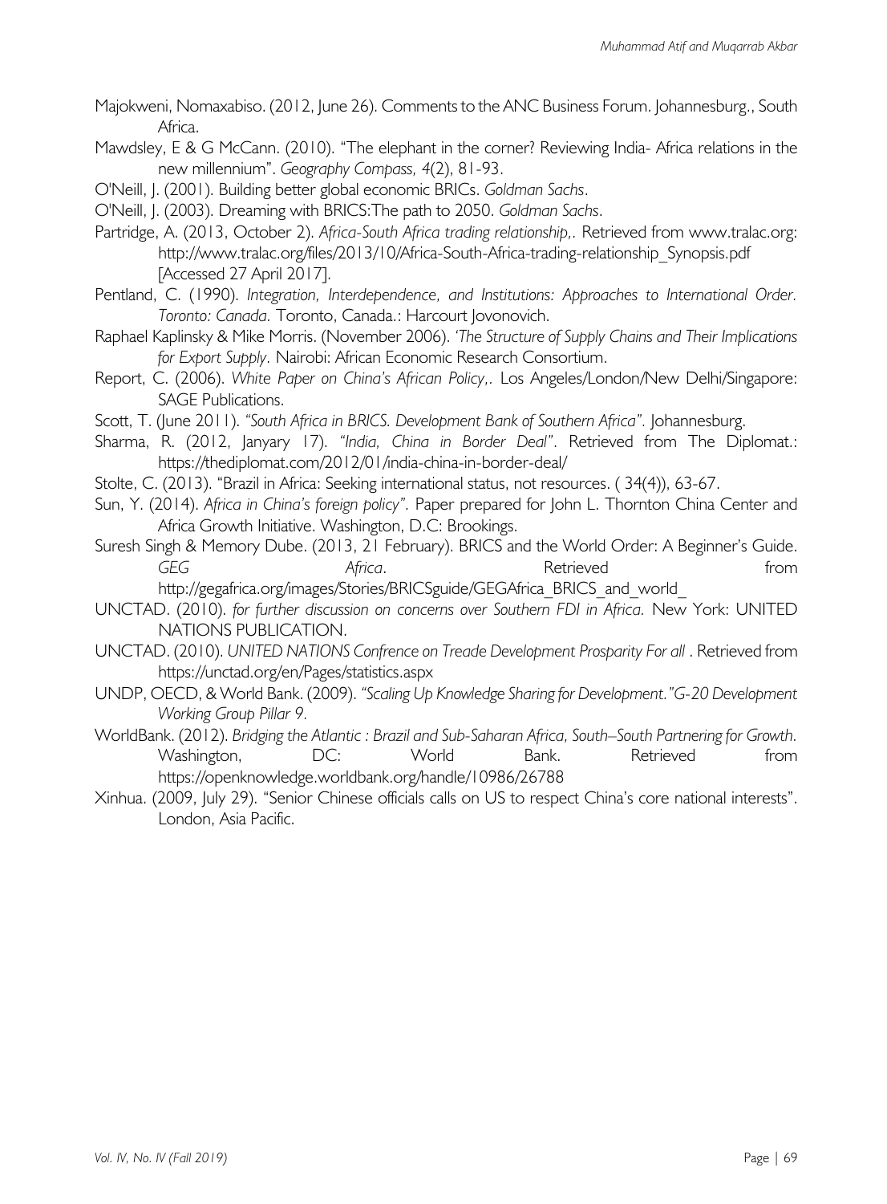Majokweni, Nomaxabiso. (2012, June 26). Comments to the ANC Business Forum. Johannesburg., South Africa.

Mawdsley, E & G McCann. (2010). "The elephant in the corner? Reviewing India- Africa relations in the new millennium". *Geography Compass, 4*(2), 81-93.

O'Neill, J. (2001). Building better global economic BRICs. *Goldman Sachs*.

O'Neill, J. (2003). Dreaming with BRICS:The path to 2050. *Goldman Sachs*.

Partridge, A. (2013, October 2). *Africa-South Africa trading relationship,.* Retrieved from www.tralac.org: http://www.tralac.org/files/2013/10/Africa-South-Africa-trading-relationship_Synopsis.pdf [Accessed 27 April 2017].

Pentland, C. (1990). *Integration, Interdependence, and Institutions: Approaches to International Order. Toronto: Canada.* Toronto, Canada.: Harcourt Jovonovich.

Raphael Kaplinsky & Mike Morris. (November 2006). *'The Structure of Supply Chains and Their Implications for Export Supply*. Nairobi: African Economic Research Consortium.

Report, C. (2006). *White Paper on China's African Policy,.* Los Angeles/London/New Delhi/Singapore: SAGE Publications.

Scott, T. (June 2011). *"South Africa in BRICS. Development Bank of Southern Africa".* Johannesburg.

Sharma, R. (2012, Janyary 17). *"India, China in Border Deal"*. Retrieved from The Diplomat.: https://thediplomat.com/2012/01/india-china-in-border-deal/

Stolte, C. (2013). "Brazil in Africa: Seeking international status, not resources. ( 34(4)), 63-67.

Sun, Y. (2014). *Africa in China's foreign policy".* Paper prepared for John L. Thornton China Center and Africa Growth Initiative. Washington, D.C: Brookings.

Suresh Singh & Memory Dube. (2013, 21 February). BRICS and the World Order: A Beginner's Guide. *GEG Africa*. Retrieved from http://gegafrica.org/images/Stories/BRICSguide/GEGAfrica_BRICS_and_world_

UNCTAD. (2010). *for further discussion on concerns over Southern FDI in Africa.* New York: UNITED NATIONS PUBLICATION.

UNCTAD. (2010). *UNITED NATIONS Confrence on Treade Development Prosparity For all* . Retrieved from https://unctad.org/en/Pages/statistics.aspx

UNDP, OECD, & World Bank. (2009). *"Scaling Up Knowledge Sharing for Development."G-20 Development Working Group Pillar 9.*

WorldBank. (2012). *Bridging the Atlantic : Brazil and Sub-Saharan Africa, South–South Partnering for Growth.* Washington, DC: World Bank. Retrieved from https://openknowledge.worldbank.org/handle/10986/26788

Xinhua. (2009, July 29). "Senior Chinese officials calls on US to respect China's core national interests". London, Asia Pacific.